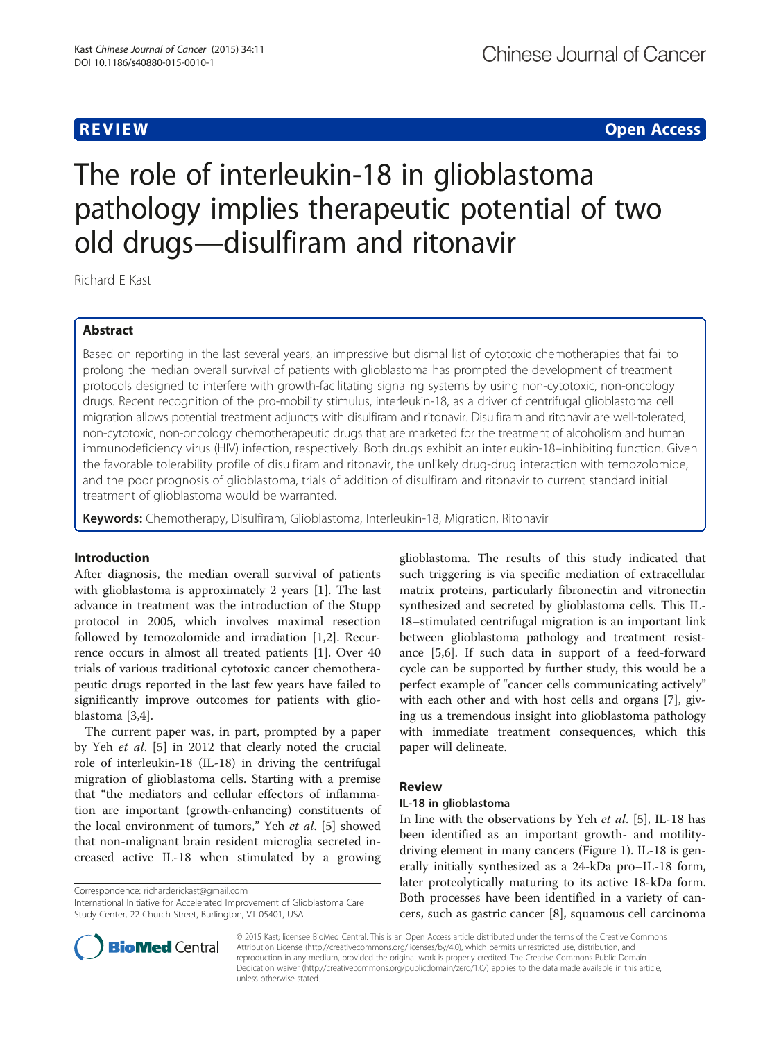REVIEW Open Access

# The role of interleukin-18 in glioblastoma pathology implies therapeutic potential of two old drugs—disulfiram and ritonavir

Richard E Kast

## Abstract

Based on reporting in the last several years, an impressive but dismal list of cytotoxic chemotherapies that fail to prolong the median overall survival of patients with glioblastoma has prompted the development of treatment protocols designed to interfere with growth-facilitating signaling systems by using non-cytotoxic, non-oncology drugs. Recent recognition of the pro-mobility stimulus, interleukin-18, as a driver of centrifugal glioblastoma cell migration allows potential treatment adjuncts with disulfiram and ritonavir. Disulfiram and ritonavir are well-tolerated, non-cytotoxic, non-oncology chemotherapeutic drugs that are marketed for the treatment of alcoholism and human immunodeficiency virus (HIV) infection, respectively. Both drugs exhibit an interleukin-18–inhibiting function. Given the favorable tolerability profile of disulfiram and ritonavir, the unlikely drug-drug interaction with temozolomide, and the poor prognosis of glioblastoma, trials of addition of disulfiram and ritonavir to current standard initial treatment of glioblastoma would be warranted.

**Keywords:** Chemotherapy, Disulfiram, Glioblastoma, Interleukin-18, Migration, Ritonavir

## Introduction

After diagnosis, the median overall survival of patients with glioblastoma is approximately 2 years [1]. The last advance in treatment was the introduction of the Stupp protocol in 2005, which involves maximal resection followed by temozolomide and irradiation [1,2]. Recurrence occurs in almost all treated patients [1]. Over 40 trials of various traditional cytotoxic cancer chemotherapeutic drugs reported in the last few years have failed to significantly improve outcomes for patients with glioblastoma [3,4].

The current paper was, in part, prompted by a paper by Yeh *et al.* [5] in 2012 that clearly noted the crucial role of interleukin-18 (IL-18) in driving the centrifugal migration of glioblastoma cells. Starting with a premise that "the mediators and cellular effectors of inflammation are important (growth-enhancing) constituents of the local environment of tumors," Yeh *et al.* [5] showed that non-malignant brain resident microglia secreted increased active IL-18 when stimulated by a growing glioblastoma. The results of this study indicated that such triggering is via specific mediation of extracellular matrix proteins, particularly fibronectin and vitronectin synthesized and secreted by glioblastoma cells. This IL-18–stimulated centrifugal migration is an important link between glioblastoma pathology and treatment resistance [5,6]. If such data in support of a feed-forward cycle can be supported by further study, this would be a perfect example of "cancer cells communicating actively" with each other and with host cells and organs [7], giving us a tremendous insight into glioblastoma pathology with immediate treatment consequences, which this paper will delineate.

## Review

### IL-18 in glioblastoma

In line with the observations by Yeh *et al.* [5], IL-18 has been identified as an important growth- and motility-driving element in many cancers (Figure 1). IL-18 is generally initially synthesized as a 24-kDa pro–IL-18 form, later proteolytically maturing to its active 18-kDa form. Both processes have been identified in a variety of cancers, such as gastric cancer [8], squamous cell carcinoma

Correspondence: richarderickast@gmail.com
International Initiative for Accelerated Improvement of Glioblastoma Care Study Center, 22 Church Street, Burlington, VT 05401, USA

© 2015 Kast; licensee BioMed Central. This is an Open Access article distributed under the terms of the Creative Commons Attribution License (http://creativecommons.org/licenses/by/4.0), which permits unrestricted use, distribution, and reproduction in any medium, provided the original work is properly credited. The Creative Commons Public Domain Dedication waiver (http://creativecommons.org/publicdomain/zero/1.0/) applies to the data made available in this article, unless otherwise stated.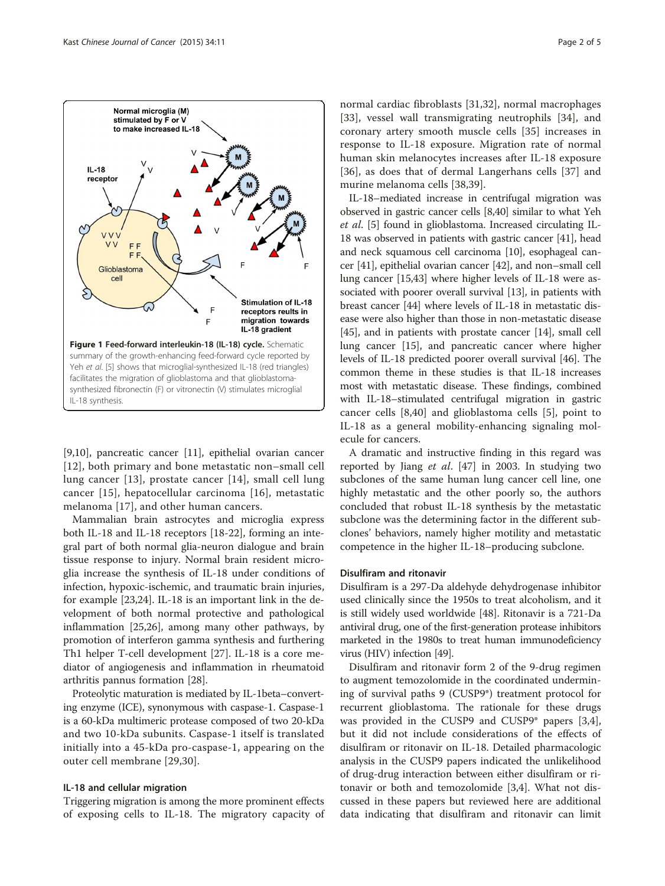**Figure 1 Feed-forward interleukin-18 (IL-18) cycle.** Schematic summary of the growth-enhancing feed-forward cycle reported by Yeh *et al*. [5] shows that microglial-synthesized IL-18 (red triangles) facilitates the migration of glioblastoma and that glioblastoma-synthesized fibronectin (F) or vitronectin (V) stimulates microglial IL-18 synthesis.

[9,10], pancreatic cancer [11], epithelial ovarian cancer [12], both primary and bone metastatic non–small cell lung cancer [13], prostate cancer [14], small cell lung cancer [15], hepatocellular carcinoma [16], metastatic melanoma [17], and other human cancers.

Mammalian brain astrocytes and microglia express both IL-18 and IL-18 receptors [18-22], forming an integral part of both normal glia-neuron dialogue and brain tissue response to injury. Normal brain resident microglia increase the synthesis of IL-18 under conditions of infection, hypoxic-ischemic, and traumatic brain injuries, for example [23,24]. IL-18 is an important link in the development of both normal protective and pathological inflammation [25,26], among many other pathways, by promotion of interferon gamma synthesis and furthering Th1 helper T-cell development [27]. IL-18 is a core mediator of angiogenesis and inflammation in rheumatoid arthritis pannus formation [28].

Proteolytic maturation is mediated by IL-1beta–converting enzyme (ICE), synonymous with caspase-1. Caspase-1 is a 60-kDa multimeric protease composed of two 20-kDa and two 10-kDa subunits. Caspase-1 itself is translated initially into a 45-kDa pro-caspase-1, appearing on the outer cell membrane [29,30].

### IL-18 and cellular migration

Triggering migration is among the more prominent effects of exposing cells to IL-18. The migratory capacity of normal cardiac fibroblasts [31,32], normal macrophages [33], vessel wall transmigrating neutrophils [34], and coronary artery smooth muscle cells [35] increases in response to IL-18 exposure. Migration rate of normal human skin melanocytes increases after IL-18 exposure [36], as does that of dermal Langerhans cells [37] and murine melanoma cells [38,39].

IL-18–mediated increase in centrifugal migration was observed in gastric cancer cells [8,40] similar to what Yeh *et al*. [5] found in glioblastoma. Increased circulating IL-18 was observed in patients with gastric cancer [41], head and neck squamous cell carcinoma [10], esophageal cancer [41], epithelial ovarian cancer [42], and non–small cell lung cancer [15,43] where higher levels of IL-18 were associated with poorer overall survival [13], in patients with breast cancer [44] where levels of IL-18 in metastatic disease were also higher than those in non-metastatic disease [45], and in patients with prostate cancer [14], small cell lung cancer [15], and pancreatic cancer where higher levels of IL-18 predicted poorer overall survival [46]. The common theme in these studies is that IL-18 increases most with metastatic disease. These findings, combined with IL-18–stimulated centrifugal migration in gastric cancer cells [8,40] and glioblastoma cells [5], point to IL-18 as a general mobility-enhancing signaling molecule for cancers.

A dramatic and instructive finding in this regard was reported by Jiang *et al*. [47] in 2003. In studying two subclones of the same human lung cancer cell line, one highly metastatic and the other poorly so, the authors concluded that robust IL-18 synthesis by the metastatic subclone was the determining factor in the different subclones' behaviors, namely higher motility and metastatic competence in the higher IL-18–producing subclone.

### Disulfiram and ritonavir

Disulfiram is a 297-Da aldehyde dehydrogenase inhibitor used clinically since the 1950s to treat alcoholism, and it is still widely used worldwide [48]. Ritonavir is a 721-Da antiviral drug, one of the first-generation protease inhibitors marketed in the 1980s to treat human immunodeficiency virus (HIV) infection [49].

Disulfiram and ritonavir form 2 of the 9-drug regimen to augment temozolomide in the coordinated undermining of survival paths 9 (CUSP9*) treatment protocol for recurrent glioblastoma. The rationale for these drugs was provided in the CUSP9 and CUSP9* papers [3,4], but it did not include considerations of the effects of disulfiram or ritonavir on IL-18. Detailed pharmacologic analysis in the CUSP papers indicated the unlikelihood of drug-drug interaction between either disulfiram or ritonavir or both and temozolomide [3,4]. What not discussed in these papers but reviewed here are additional data indicating that disulfiram and ritonavir can limit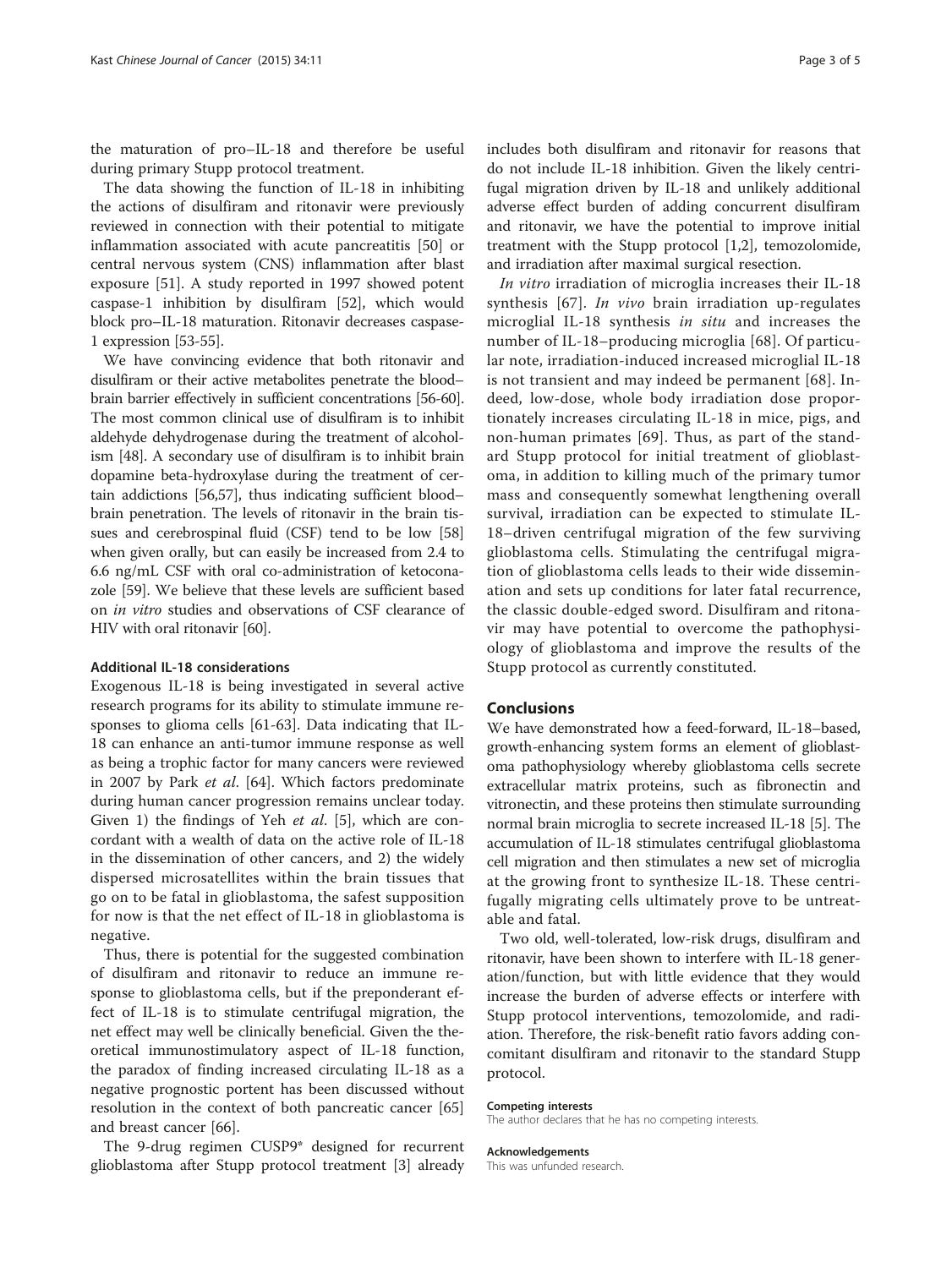the maturation of pro–IL-18 and therefore be useful during primary Stupp protocol treatment.

The data showing the function of IL-18 in inhibiting the actions of disulfiram and ritonavir were previously reviewed in connection with their potential to mitigate inflammation associated with acute pancreatitis [50] or central nervous system (CNS) inflammation after blast exposure [51]. A study reported in 1997 showed potent caspase-1 inhibition by disulfiram [52], which would block pro–IL-18 maturation. Ritonavir decreases caspase-1 expression [53-55].

We have convincing evidence that both ritonavir and disulfiram or their active metabolites penetrate the blood–brain barrier effectively in sufficient concentrations [56-60]. The most common clinical use of disulfiram is to inhibit aldehyde dehydrogenase during the treatment of alcoholism [48]. A secondary use of disulfiram is to inhibit brain dopamine beta-hydroxylase during the treatment of certain addictions [56,57], thus indicating sufficient blood–brain penetration. The levels of ritonavir in the brain tissues and cerebrospinal fluid (CSF) tend to be low [58] when given orally, but can easily be increased from 2.4 to 6.6 ng/mL CSF with oral co-administration of ketoconazole [59]. We believe that these levels are sufficient based on *in vitro* studies and observations of CSF clearance of HIV with oral ritonavir [60].

### Additional IL-18 considerations

Exogenous IL-18 is being investigated in several active research programs for its ability to stimulate immune responses to glioma cells [61-63]. Data indicating that IL-18 can enhance an anti-tumor immune response as well as being a trophic factor for many cancers were reviewed in 2007 by Park *et al*. [64]. Which factors predominate during human cancer progression remains unclear today. Given 1) the findings of Yeh *et al*. [5], which are concordant with a wealth of data on the active role of IL-18 in the dissemination of other cancers, and 2) the widely dispersed microsatellites within the brain tissues that go on to be fatal in glioblastoma, the safest supposition for now is that the net effect of IL-18 in glioblastoma is negative.

Thus, there is potential for the suggested combination of disulfiram and ritonavir to reduce an immune response to glioblastoma cells, but if the preponderant effect of IL-18 is to stimulate centrifugal migration, the net effect may well be clinically beneficial. Given the theoretical immunostimulatory aspect of IL-18 function, the paradox of finding increased circulating IL-18 as a negative prognostic portent has been discussed without resolution in the context of both pancreatic cancer [65] and breast cancer [66].

The 9-drug regimen CUSP9* designed for recurrent glioblastoma after Stupp protocol treatment [3] already includes both disulfiram and ritonavir for reasons that do not include IL-18 inhibition. Given the likely centrifugal migration driven by IL-18 and unlikely additional adverse effect burden of adding concurrent disulfiram and ritonavir, we have the potential to improve initial treatment with the Stupp protocol [1,2], temozolomide, and irradiation after maximal surgical resection.

*In vitro* irradiation of microglia increases their IL-18 synthesis [67]. *In vivo* brain irradiation up-regulates microglial IL-18 synthesis *in situ* and increases the number of IL-18–producing microglia [68]. Of particular note, irradiation-induced increased microglial IL-18 is not transient and may indeed be permanent [68]. Indeed, low-dose, whole body irradiation dose proportionately increases circulating IL-18 in mice, pigs, and non-human primates [69]. Thus, as part of the standard Stupp protocol for initial treatment of glioblastoma, in addition to killing much of the primary tumor mass and consequently somewhat lengthening overall survival, irradiation can be expected to stimulate IL-18–driven centrifugal migration of the few surviving glioblastoma cells. Stimulating the centrifugal migration of glioblastoma cells leads to their wide dissemination and sets up conditions for later fatal recurrence, the classic double-edged sword. Disulfiram and ritonavir may have potential to overcome the pathophysiology of glioblastoma and improve the results of the Stupp protocol as currently constituted.

## Conclusions

We have demonstrated how a feed-forward, IL-18–based, growth-enhancing system forms an element of glioblastoma pathophysiology whereby glioblastoma cells secrete extracellular matrix proteins, such as fibronectin and vitronectin, and these proteins then stimulate surrounding normal brain microglia to secrete increased IL-18 [5]. The accumulation of IL-18 stimulates centrifugal glioblastoma cell migration and then stimulates a new set of microglia at the growing front to synthesize IL-18. These centrifugally migrating cells ultimately prove to be untreatable and fatal.

Two old, well-tolerated, low-risk drugs, disulfiram and ritonavir, have been shown to interfere with IL-18 generation/function, but with little evidence that they would increase the burden of adverse effects or interfere with Stupp protocol interventions, temozolomide, and radiation. Therefore, the risk-benefit ratio favors adding concomitant disulfiram and ritonavir to the standard Stupp protocol.

#### Competing interests

The author declares that he has no competing interests.

#### Acknowledgements

This was unfunded research.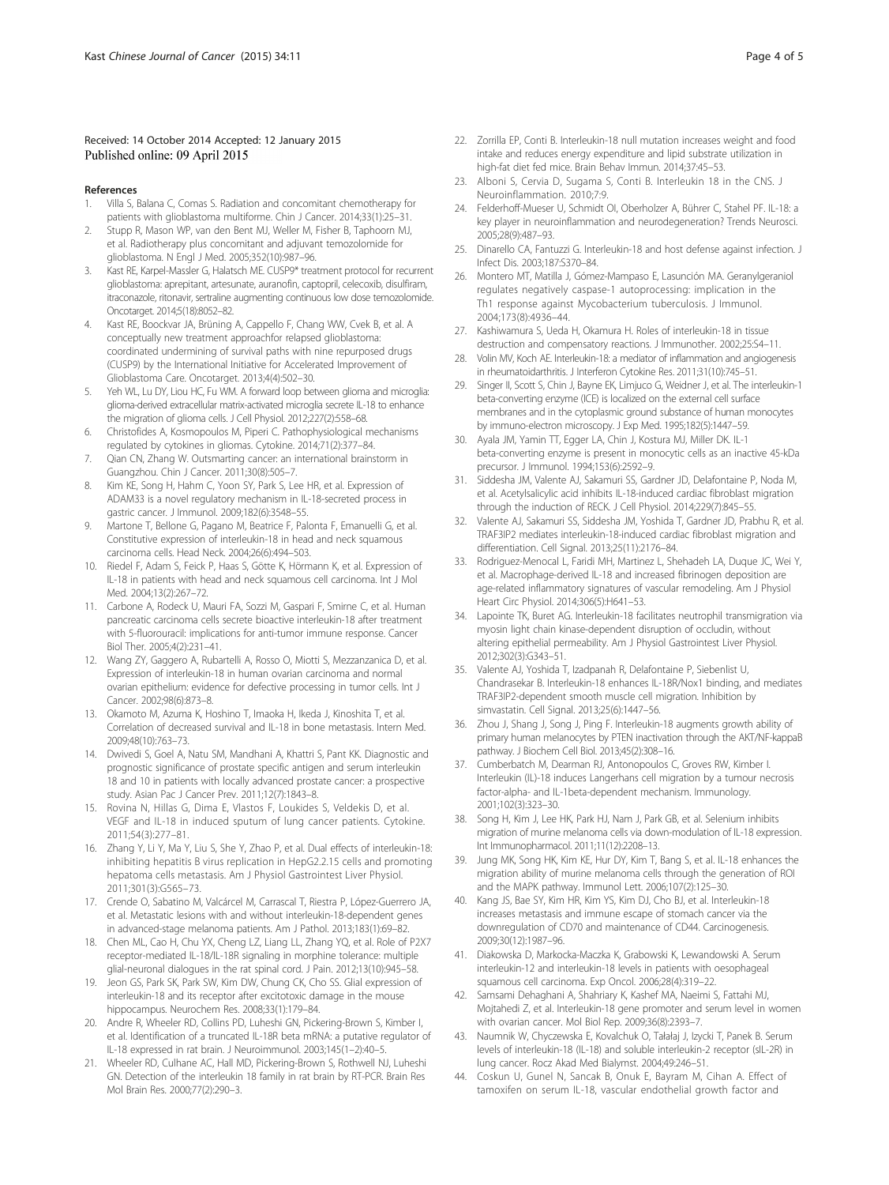Received: 14 October 2014 Accepted: 12 January 2015
Published online: 09 April 2015

## References

1. Villa S, Balana C, Comas S. Radiation and concomitant chemotherapy for patients with glioblastoma multiforme. Chin J Cancer. 2014;33(1):25–31.
2. Stupp R, Mason WP, van den Bent MJ, Weller M, Fisher B, Taphoorn MJ, et al. Radiotherapy plus concomitant and adjuvant temozolomide for glioblastoma. N Engl J Med. 2005;352(10):987–96.
3. Kast RE, Karpel-Massler G, Halatsch ME. CUSP9* treatment protocol for recurrent glioblastoma: aprepitant, artesunate, auranofin, captopril, celecoxib, disulfiram, itraconazole, ritonavir, sertraline augmenting continuous low dose temozolomide. Oncotarget. 2014;5(18):8052–82.
4. Kast RE, Boockvar JA, Brüning A, Cappello F, Chang WW, Cvek B, et al. A conceptually new treatment approachfor relapsed glioblastoma: coordinated undermining of survival paths with nine repurposed drugs (CUSP9) by the International Initiative for Accelerated Improvement of Glioblastoma Care. Oncotarget. 2013;4(4):502–30.
5. Yeh WL, Lu DY, Liou HC, Fu WM. A forward loop between glioma and microglia: glioma-derived extracellular matrix-activated microglia secrete IL-18 to enhance the migration of glioma cells. J Cell Physiol. 2012;227(2):558–68.
6. Christofides A, Kosmopoulos M, Piperi C. Pathophysiological mechanisms regulated by cytokines in gliomas. Cytokine. 2014;71(2):377–84.
7. Qian CN, Zhang W. Outsmarting cancer: an international brainstorm in Guangzhou. Chin J Cancer. 2011;30(8):505–7.
8. Kim KE, Song H, Hahm C, Yoon SY, Park S, Lee HR, et al. Expression of ADAM33 is a novel regulatory mechanism in IL-18-secreted process in gastric cancer. J Immunol. 2009;182(6):3548–55.
9. Martone T, Bellone G, Pagano M, Beatrice F, Palonta F, Emanuelli G, et al. Constitutive expression of interleukin-18 in head and neck squamous carcinoma cells. Head Neck. 2004;26(6):494–503.
10. Riedel F, Adam S, Feick P, Haas S, Götte K, Hörmann K, et al. Expression of IL-18 in patients with head and neck squamous cell carcinoma. Int J Mol Med. 2004;13(2):267–72.
11. Carbone A, Rodeck U, Mauri FA, Sozzi M, Gaspari F, Smirne C, et al. Human pancreatic carcinoma cells secrete bioactive interleukin-18 after treatment with 5-fluorouracil: implications for anti-tumor immune response. Cancer Biol Ther. 2005;4(2):231–41.
12. Wang ZY, Gaggero A, Rubartelli A, Rosso O, Miotti S, Mezzanzanica D, et al. Expression of interleukin-18 in human ovarian carcinoma and normal ovarian epithelium: evidence for defective processing in tumor cells. Int J Cancer. 2002;98(6):873–8.
13. Okamoto M, Azuma K, Hoshino T, Imaoka H, Ikeda J, Kinoshita T, et al. Correlation of decreased survival and IL-18 in bone metastasis. Intern Med. 2009;48(10):763–73.
14. Dwivedi S, Goel A, Natu SM, Mandhani A, Khattri S, Pant KK. Diagnostic and prognostic significance of prostate specific antigen and serum interleukin 18 and 10 in patients with locally advanced prostate cancer: a prospective study. Asian Pac J Cancer Prev. 2011;12(7):1843–8.
15. Rovina N, Hillas G, Dima E, Vlastos F, Loukides S, Veldekis D, et al. VEGF and IL-18 in induced sputum of lung cancer patients. Cytokine. 2011;54(3):277–81.
16. Zhang Y, Li Y, Ma Y, Liu S, She Y, Zhao P, et al. Dual effects of interleukin-18: inhibiting hepatitis B virus replication in HepG2.2.15 cells and promoting hepatoma cells metastasis. Am J Physiol Gastrointest Liver Physiol. 2011;301(3):G565–73.
17. Crende O, Sabatino M, Valcárcel M, Carrascal T, Riestra P, López-Guerrero JA, et al. Metastatic lesions with and without interleukin-18-dependent genes in advanced-stage melanoma patients. Am J Pathol. 2013;183(1):69–82.
18. Chen ML, Cao H, Chu YX, Cheng LZ, Liang LL, Zhang YQ, et al. Role of P2X7 receptor-mediated IL-18/IL-18R signaling in morphine tolerance: multiple glial-neuronal dialogues in the rat spinal cord. J Pain. 2012;13(10):945–58.
19. Jeon GS, Park SK, Park SW, Kim DW, Chung CK, Cho SS. Glial expression of interleukin-18 and its receptor after excitotoxic damage in the mouse hippocampus. Neurochem Res. 2008;33(1):179–84.
20. Andre R, Wheeler RD, Collins PD, Luheshi GN, Pickering-Brown S, Kimber I, et al. Identification of a truncated IL-18R beta mRNA: a putative regulator of IL-18 expressed in rat brain. J Neuroimmunol. 2003;145(1–2):40–5.
21. Wheeler RD, Culhane AC, Hall MD, Pickering-Brown S, Rothwell NJ, Luheshi GN. Detection of the interleukin 18 family in rat brain by RT-PCR. Brain Res Mol Brain Res. 2000;77(2):290–3.
22. Zorrilla EP, Conti B. Interleukin-18 null mutation increases weight and food intake and reduces energy expenditure and lipid substrate utilization in high-fat diet fed mice. Brain Behav Immun. 2014;37:45–53.
23. Alboni S, Cervia D, Sugama S, Conti B. Interleukin 18 in the CNS. J Neuroinflammation. 2010;7:9.
24. Felderhoff-Mueser U, Schmidt OI, Oberholzer A, Bührer C, Stahel PF. IL-18: a key player in neuroinflammation and neurodegeneration? Trends Neurosci. 2005;28(9):487–93.
25. Dinarello CA, Fantuzzi G. Interleukin-18 and host defense against infection. J Infect Dis. 2003;187:S370–84.
26. Montero MT, Matilla J, Gómez-Mampaso E, Lasunción MA. Geranylgeraniol regulates negatively caspase-1 autoprocessing: implication in the Th1 response against Mycobacterium tuberculosis. J Immunol. 2004;173(8):4936–44.
27. Kashiwamura S, Ueda H, Okamura H. Roles of interleukin-18 in tissue destruction and compensatory reactions. J Immunother. 2002;25:S4–11.
28. Volin MV, Koch AE. Interleukin-18: a mediator of inflammation and angiogenesis in rheumatoidarthritis. J Interferon Cytokine Res. 2011;31(10):745–51.
29. Singer II, Scott S, Chin J, Bayne EK, Limjuco G, Weidner J, et al. The interleukin-1 beta-converting enzyme (ICE) is localized on the external cell surface membranes and in the cytoplasmic ground substance of human monocytes by immuno-electron microscopy. J Exp Med. 1995;182(5):1447–59.
30. Ayala JM, Yamin TT, Egger LA, Chin J, Kostura MJ, Miller DK. IL-1 beta-converting enzyme is present in monocytic cells as an inactive 45-kDa precursor. J Immunol. 1994;153(6):2592–9.
31. Siddesha JM, Valente AJ, Sakamuri SS, Gardner JD, Delafontaine P, Noda M, et al. Acetylsalicylic acid inhibits IL-18-induced cardiac fibroblast migration through the induction of RECK. J Cell Physiol. 2014;229(7):845–55.
32. Valente AJ, Sakamuri SS, Siddesha JM, Yoshida T, Gardner JD, Prabhu R, et al. TRAF3IP2 mediates interleukin-18-induced cardiac fibroblast migration and differentiation. Cell Signal. 2013;25(11):2176–84.
33. Rodriguez-Menocal L, Faridi MH, Martinez L, Shehadeh LA, Duque JC, Wei Y, et al. Macrophage-derived IL-18 and increased fibrinogen deposition are age-related inflammatory signatures of vascular remodeling. Am J Physiol Heart Circ Physiol. 2014;306(5):H641–53.
34. Lapointe TK, Buret AG. Interleukin-18 facilitates neutrophil transmigration via myosin light chain kinase-dependent disruption of occludin, without altering epithelial permeability. Am J Physiol Gastrointest Liver Physiol. 2012;302(3):G343–51.
35. Valente AJ, Yoshida T, Izadpanah R, Delafontaine P, Siebenlist U, Chandrasekar B. Interleukin-18 enhances IL-18R/Nox1 binding, and mediates TRAF3IP2-dependent smooth muscle cell migration. Inhibition by simvastatin. Cell Signal. 2013;25(6):1447–56.
36. Zhou J, Shang J, Song J, Ping F. Interleukin-18 augments growth ability of primary human melanocytes by PTEN inactivation through the AKT/NF-kappaB pathway. J Biochem Cell Biol. 2013;45(2):308–16.
37. Cumberbatch M, Dearman RJ, Antonopoulos C, Groves RW, Kimber I. Interleukin (IL)-18 induces Langerhans cell migration by a tumour necrosis factor-alpha- and IL-1beta-dependent mechanism. Immunology. 2001;102(3):323–30.
38. Song H, Kim J, Lee HK, Park HJ, Nam J, Park GB, et al. Selenium inhibits migration of murine melanoma cells via down-modulation of IL-18 expression. Int Immunopharmacol. 2011;11(12):2208–13.
39. Jung MK, Song HK, Kim KE, Hur DY, Kim T, Bang S, et al. IL-18 enhances the migration ability of murine melanoma cells through the generation of ROI and the MAPK pathway. Immunol Lett. 2006;107(2):125–30.
40. Kang JS, Bae SY, Kim HR, Kim YS, Kim DJ, Cho BJ, et al. Interleukin-18 increases metastasis and immune escape of stomach cancer via the downregulation of CD70 and maintenance of CD44. Carcinogenesis. 2009;30(12):1987–96.
41. Diakowska D, Markocka-Maczka K, Grabowski K, Lewandowski A. Serum interleukin-12 and interleukin-18 levels in patients with oesophageal squamous cell carcinoma. Exp Oncol. 2006;28(4):319–22.
42. Samsami Dehaghani A, Shahriary K, Kashef MA, Naeimi S, Fattahi MJ, Mojtahedi Z, et al. Interleukin-18 gene promoter and serum level in women with ovarian cancer. Mol Biol Rep. 2009;36(8):2393–7.
43. Naumnik W, Chyczewska E, Kovalchuk O, Tałałaj J, Izycki T, Panek B. Serum levels of interleukin-18 (IL-18) and soluble interleukin-2 receptor (sIL-2R) in lung cancer. Rocz Akad Med Bialymst. 2004;49:246–51.
44. Coskun U, Gunel N, Sancak B, Onuk E, Bayram M, Cihan A. Effect of tamoxifen on serum IL-18, vascular endothelial growth factor and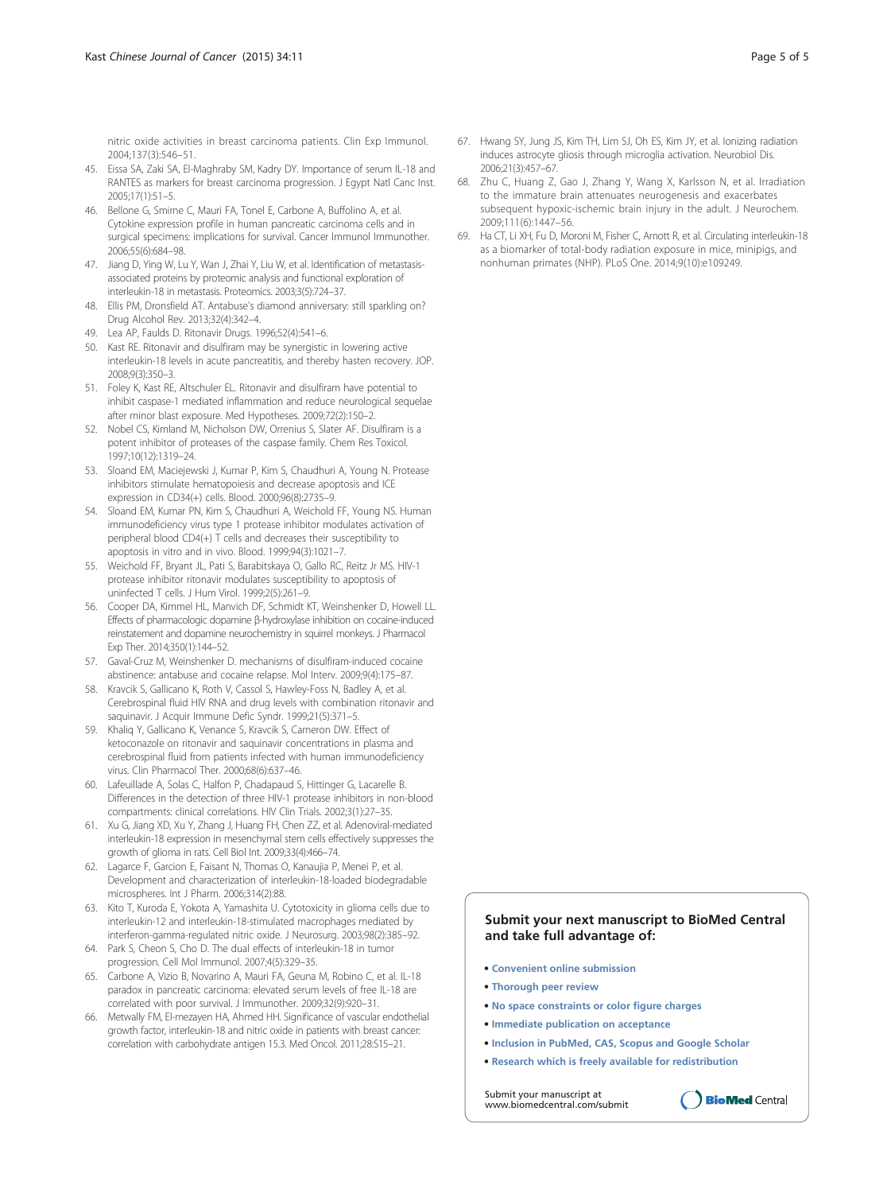nitric oxide activities in breast carcinoma patients. Clin Exp Immunol. 2004;137(3):546–51.

45. Eissa SA, Zaki SA, El-Maghraby SM, Kadry DY. Importance of serum IL-18 and RANTES as markers for breast carcinoma progression. J Egypt Natl Canc Inst. 2005;17(1):51–5.
46. Bellone G, Smirne C, Mauri FA, Tonel E, Carbone A, Buffolino A, et al. Cytokine expression profile in human pancreatic carcinoma cells and in surgical specimens: implications for survival. Cancer Immunol Immunother. 2006;55(6):684–98.
47. Jiang D, Ying W, Lu Y, Wan J, Zhai Y, Liu W, et al. Identification of metastasis-associated proteins by proteomic analysis and functional exploration of interleukin-18 in metastasis. Proteomics. 2003;3(5):724–37.
48. Ellis PM, Dronsfield AT. Antabuse's diamond anniversary: still sparkling on? Drug Alcohol Rev. 2013;32(4):342–4.
49. Lea AP, Faulds D. Ritonavir Drugs. 1996;52(4):541–6.
50. Kast RE. Ritonavir and disulfiram may be synergistic in lowering active interleukin-18 levels in acute pancreatitis, and thereby hasten recovery. JOP. 2008;9(3):350–3.
51. Foley K, Kast RE, Altschuler EL. Ritonavir and disulfiram have potential to inhibit caspase-1 mediated inflammation and reduce neurological sequelae after minor blast exposure. Med Hypotheses. 2009;72(2):150–2.
52. Nobel CS, Kimland M, Nicholson DW, Orrenius S, Slater AF. Disulfiram is a potent inhibitor of proteases of the caspase family. Chem Res Toxicol. 1997;10(12):1319–24.
53. Sloand EM, Maciejewski J, Kumar P, Kim S, Chaudhuri A, Young N. Protease inhibitors stimulate hematopoiesis and decrease apoptosis and ICE expression in CD34(+) cells. Blood. 2000;96(8):2735–9.
54. Sloand EM, Kumar PN, Kim S, Chaudhuri A, Weichold FF, Young NS. Human immunodeficiency virus type 1 protease inhibitor modulates activation of peripheral blood CD4(+) T cells and decreases their susceptibility to apoptosis in vitro and in vivo. Blood. 1999;94(3):1021–7.
55. Weichold FF, Bryant JL, Pati S, Barabitskaya O, Gallo RC, Reitz Jr MS. HIV-1 protease inhibitor ritonavir modulates susceptibility to apoptosis of uninfected T cells. J Hum Virol. 1999;2(5):261–9.
56. Cooper DA, Kimmel HL, Manvich DF, Schmidt KT, Weinshenker D, Howell LL. Effects of pharmacologic dopamine β-hydroxylase inhibition on cocaine-induced reinstatement and dopamine neurochemistry in squirrel monkeys. J Pharmacol Exp Ther. 2014;350(1):144–52.
57. Gaval-Cruz M, Weinshenker D. mechanisms of disulfiram-induced cocaine abstinence: antabuse and cocaine relapse. Mol Interv. 2009;9(4):175–87.
58. Kravcik S, Gallicano K, Roth V, Cassol S, Hawley-Foss N, Badley A, et al. Cerebrospinal fluid HIV RNA and drug levels with combination ritonavir and saquinavir. J Acquir Immune Defic Syndr. 1999;21(5):371–5.
59. Khaliq Y, Gallicano K, Venance S, Kravcik S, Cameron DW. Effect of ketoconazole on ritonavir and saquinavir concentrations in plasma and cerebrospinal fluid from patients infected with human immunodeficiency virus. Clin Pharmacol Ther. 2000;68(6):637–46.
60. Lafeuillade A, Solas C, Halfon P, Chadapaud S, Hittinger G, Lacarelle B. Differences in the detection of three HIV-1 protease inhibitors in non-blood compartments: clinical correlations. HIV Clin Trials. 2002;3(1):27–35.
61. Xu G, Jiang XD, Xu Y, Zhang J, Huang FH, Chen ZZ, et al. Adenoviral-mediated interleukin-18 expression in mesenchymal stem cells effectively suppresses the growth of glioma in rats. Cell Biol Int. 2009;33(4):466–74.
62. Lagarce F, Garcion E, Faisant N, Thomas O, Kanaujia P, Menei P, et al. Development and characterization of interleukin-18-loaded biodegradable microspheres. Int J Pharm. 2006;314(2):88.
63. Kito T, Kuroda E, Yokota A, Yamashita U. Cytotoxicity in glioma cells due to interleukin-12 and interleukin-18-stimulated macrophages mediated by interferon-gamma-regulated nitric oxide. J Neurosurg. 2003;98(2):385–92.
64. Park S, Cheon S, Cho D. The dual effects of interleukin-18 in tumor progression. Cell Mol Immunol. 2007;4(5):329–35.
65. Carbone A, Vizio B, Novarino A, Mauri FA, Geuna M, Robino C, et al. IL-18 paradox in pancreatic carcinoma: elevated serum levels of free IL-18 are correlated with poor survival. J Immunother. 2009;32(9):920–31.
66. Metwally FM, El-mezayen HA, Ahmed HH. Significance of vascular endothelial growth factor, interleukin-18 and nitric oxide in patients with breast cancer: correlation with carbohydrate antigen 15.3. Med Oncol. 2011;28:S15–21.
67. Hwang SY, Jung JS, Kim TH, Lim SJ, Oh ES, Kim JY, et al. Ionizing radiation induces astrocyte gliosis through microglia activation. Neurobiol Dis. 2006;21(3):457–67.
68. Zhu C, Huang Z, Gao J, Zhang Y, Wang X, Karlsson N, et al. Irradiation to the immature brain attenuates neurogenesis and exacerbates subsequent hypoxic-ischemic brain injury in the adult. J Neurochem. 2009;111(6):1447–56.
69. Ha CT, Li XH, Fu D, Moroni M, Fisher C, Arnott R, et al. Circulating interleukin-18 as a biomarker of total-body radiation exposure in mice, minipigs, and nonhuman primates (NHP). PLoS One. 2014;9(10):e109249.

**Submit your next manuscript to BioMed Central and take full advantage of:**

- **Convenient online submission**
- **Thorough peer review**
- **No space constraints or color figure charges**
- **Immediate publication on acceptance**
- **Inclusion in PubMed, CAS, Scopus and Google Scholar**
- **Research which is freely available for redistribution**

Submit your manuscript at
www.biomedcentral.com/submit

BioMed Central